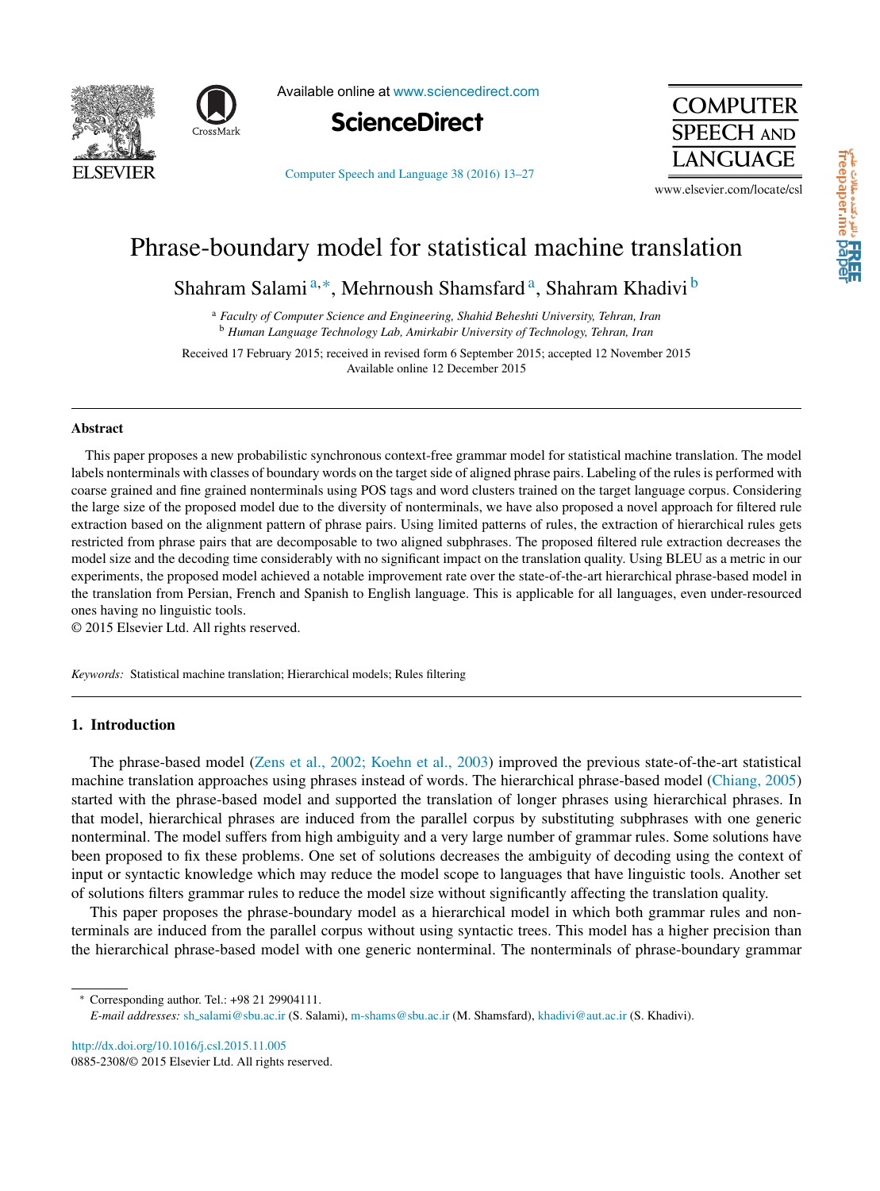# Phrase-boundary model for statistical machine translation

Shahram Salami [a,*], Mehrnoush Shamsfard [a], Shahram Khadivi [b]

[a] *Faculty of Computer Science and Engineering, Shahid Beheshti University, Tehran, Iran*
[b] *Human Language Technology Lab, Amirkabir University of Technology, Tehran, Iran*

Received 17 February 2015; received in revised form 6 September 2015; accepted 12 November 2015
Available online 12 December 2015

## Abstract

This paper proposes a new probabilistic synchronous context-free grammar model for statistical machine translation. The model labels nonterminals with classes of boundary words on the target side of aligned phrase pairs. Labeling of the rules is performed with coarse grained and fine grained nonterminals using POS tags and word clusters trained on the target language corpus. Considering the large size of the proposed model due to the diversity of nonterminals, we have also proposed a novel approach for filtered rule extraction based on the alignment pattern of phrase pairs. Using limited patterns of rules, the extraction of hierarchical rules gets restricted from phrase pairs that are decomposable to two aligned subphrases. The proposed filtered rule extraction decreases the model size and the decoding time considerably with no significant impact on the translation quality. Using BLEU as a metric in our experiments, the proposed model achieved a notable improvement rate over the state-of-the-art hierarchical phrase-based model in the translation from Persian, French and Spanish to English language. This is applicable for all languages, even under-resourced ones having no linguistic tools.

© 2015 Elsevier Ltd. All rights reserved.

*Keywords:* Statistical machine translation; Hierarchical models; Rules filtering

## 1. Introduction

The phrase-based model (Zens et al., 2002; Koehn et al., 2003) improved the previous state-of-the-art statistical machine translation approaches using phrases instead of words. The hierarchical phrase-based model (Chiang, 2005) started with the phrase-based model and supported the translation of longer phrases using hierarchical phrases. In that model, hierarchical phrases are induced from the parallel corpus by substituting subphrases with one generic nonterminal. The model suffers from high ambiguity and a very large number of grammar rules. Some solutions have been proposed to fix these problems. One set of solutions decreases the ambiguity of decoding using the context of input or syntactic knowledge which may reduce the model scope to languages that have linguistic tools. Another set of solutions filters grammar rules to reduce the model size without significantly affecting the translation quality.

This paper proposes the phrase-boundary model as a hierarchical model in which both grammar rules and nonterminals are induced from the parallel corpus without using syntactic trees. This model has a higher precision than the hierarchical phrase-based model with one generic nonterminal. The nonterminals of phrase-boundary grammar

* Corresponding author. Tel.: +98 21 29904111.
*E-mail addresses:* sh_salami@sbu.ac.ir (S. Salami), m-shams@sbu.ac.ir (M. Shamsfard), khadivi@aut.ac.ir (S. Khadivi).

http://dx.doi.org/10.1016/j.csl.2015.11.005
0885-2308/© 2015 Elsevier Ltd. All rights reserved.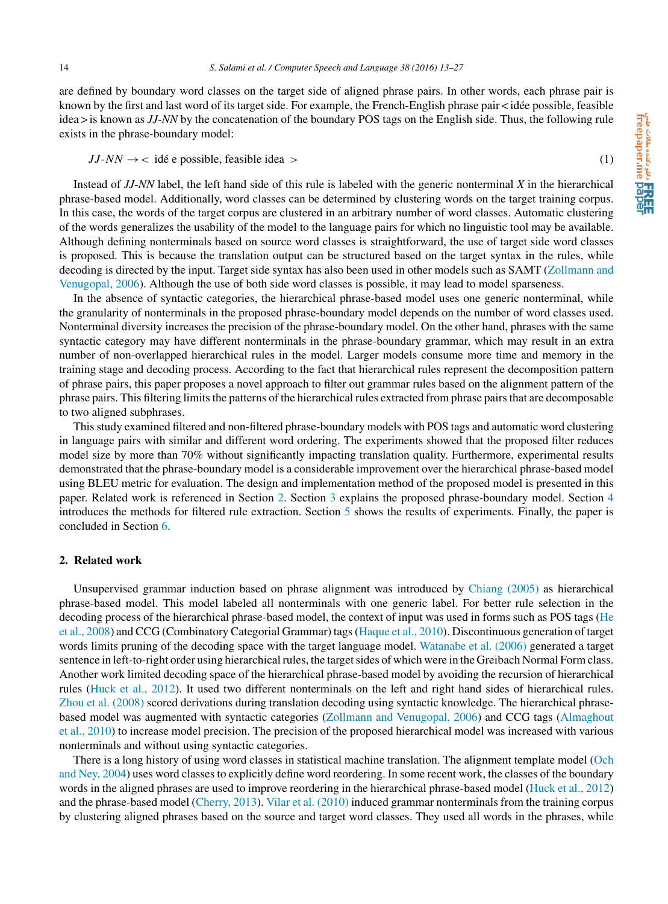are defined by boundary word classes on the target side of aligned phrase pairs. In other words, each phrase pair is known by the first and last word of its target side. For example, the French-English phrase pair < idée possible, feasible idea > is known as *JJ-NN* by the concatenation of the boundary POS tags on the English side. Thus, the following rule exists in the phrase-boundary model:

$$JJ\text{-}NN \rightarrow < \text{ idé e possible, feasible idea } > \tag{1}$$

Instead of *JJ-NN* label, the left hand side of this rule is labeled with the generic nonterminal *X* in the hierarchical phrase-based model. Additionally, word classes can be determined by clustering words on the target training corpus. In this case, the words of the target corpus are clustered in an arbitrary number of word classes. Automatic clustering of the words generalizes the usability of the model to the language pairs for which no linguistic tool may be available. Although defining nonterminals based on source word classes is straightforward, the use of target side word classes is proposed. This is because the translation output can be structured based on the target syntax in the rules, while decoding is directed by the input. Target side syntax has also been used in other models such as SAMT (Zollmann and Venugopal, 2006). Although the use of both side word classes is possible, it may lead to model sparseness.

In the absence of syntactic categories, the hierarchical phrase-based model uses one generic nonterminal, while the granularity of nonterminals in the proposed phrase-boundary model depends on the number of word classes used. Nonterminal diversity increases the precision of the phrase-boundary model. On the other hand, phrases with the same syntactic category may have different nonterminals in the phrase-boundary grammar, which may result in an extra number of non-overlapped hierarchical rules in the model. Larger models consume more time and memory in the training stage and decoding process. According to the fact that hierarchical rules represent the decomposition pattern of phrase pairs, this paper proposes a novel approach to filter out grammar rules based on the alignment pattern of the phrase pairs. This filtering limits the patterns of the hierarchical rules extracted from phrase pairs that are decomposable to two aligned subphrases.

This study examined filtered and non-filtered phrase-boundary models with POS tags and automatic word clustering in language pairs with similar and different word ordering. The experiments showed that the proposed filter reduces model size by more than 70% without significantly impacting translation quality. Furthermore, experimental results demonstrated that the phrase-boundary model is a considerable improvement over the hierarchical phrase-based model using BLEU metric for evaluation. The design and implementation method of the proposed model is presented in this paper. Related work is referenced in Section 2. Section 3 explains the proposed phrase-boundary model. Section 4 introduces the methods for filtered rule extraction. Section 5 shows the results of experiments. Finally, the paper is concluded in Section 6.

## 2. Related work

Unsupervised grammar induction based on phrase alignment was introduced by Chiang (2005) as hierarchical phrase-based model. This model labeled all nonterminals with one generic label. For better rule selection in the decoding process of the hierarchical phrase-based model, the context of input was used in forms such as POS tags (He et al., 2008) and CCG (Combinatory Categorial Grammar) tags (Haque et al., 2010). Discontinuous generation of target words limits pruning of the decoding space with the target language model. Watanabe et al. (2006) generated a target sentence in left-to-right order using hierarchical rules, the target sides of which were in the Greibach Normal Form class. Another work limited decoding space of the hierarchical phrase-based model by avoiding the recursion of hierarchical rules (Huck et al., 2012). It used two different nonterminals on the left and right hand sides of hierarchical rules. Zhou et al. (2008) scored derivations during translation decoding using syntactic knowledge. The hierarchical phrase-based model was augmented with syntactic categories (Zollmann and Venugopal, 2006) and CCG tags (Almaghout et al., 2010) to increase model precision. The precision of the proposed hierarchical model was increased with various nonterminals and without using syntactic categories.

There is a long history of using word classes in statistical machine translation. The alignment template model (Och and Ney, 2004) uses word classes to explicitly define word reordering. In some recent work, the classes of the boundary words in the aligned phrases are used to improve reordering in the hierarchical phrase-based model (Huck et al., 2012) and the phrase-based model (Cherry, 2013). Vilar et al. (2010) induced grammar nonterminals from the training corpus by clustering aligned phrases based on the source and target word classes. They used all words in the phrases, while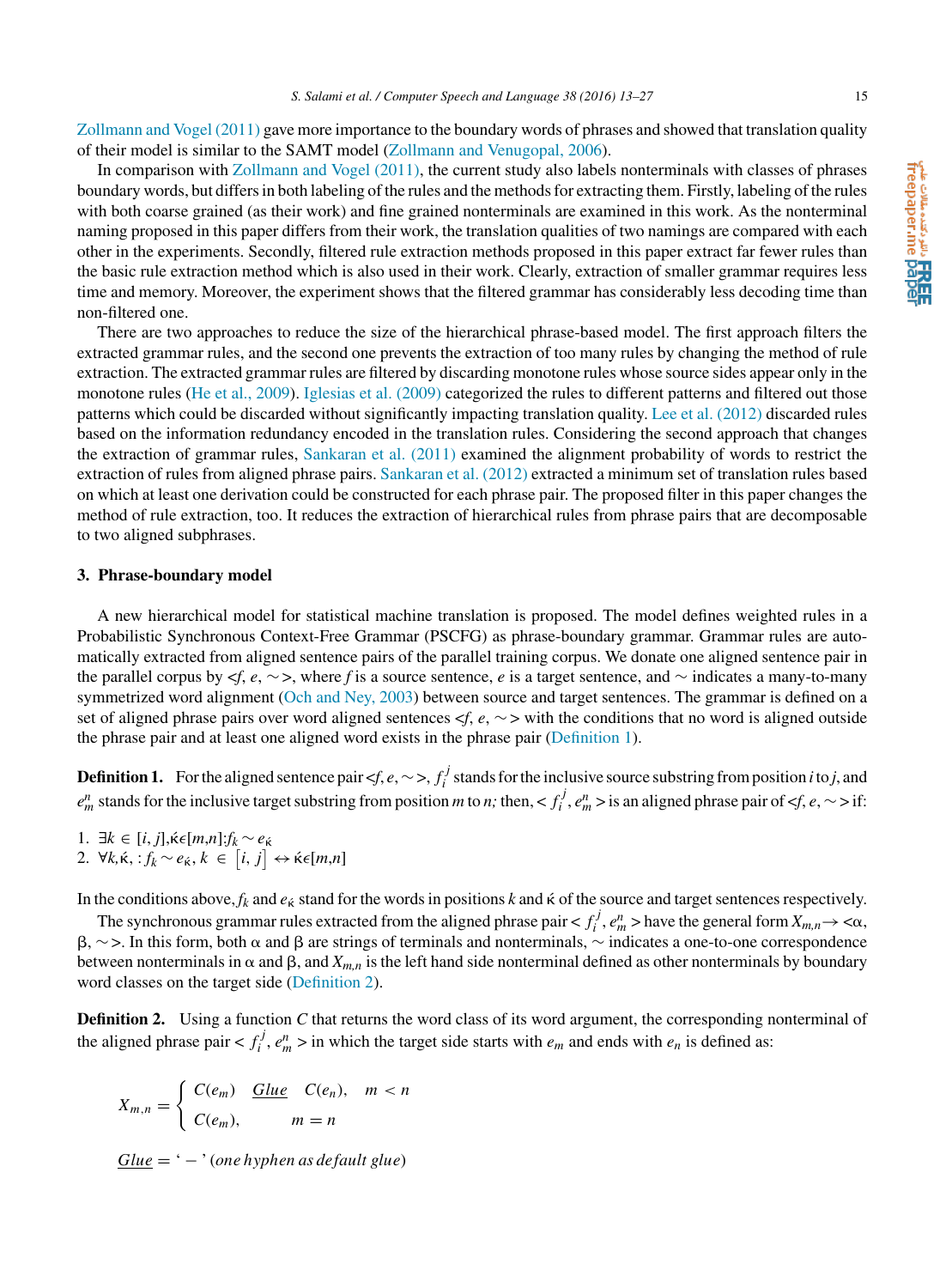Zollmann and Vogel (2011) gave more importance to the boundary words of phrases and showed that translation quality of their model is similar to the SAMT model (Zollmann and Venugopal, 2006).

In comparison with Zollmann and Vogel (2011), the current study also labels nonterminals with classes of phrases boundary words, but differs in both labeling of the rules and the methods for extracting them. Firstly, labeling of the rules with both coarse grained (as their work) and fine grained nonterminals are examined in this work. As the nonterminal naming proposed in this paper differs from their work, the translation qualities of two namings are compared with each other in the experiments. Secondly, filtered rule extraction methods proposed in this paper extract far fewer rules than the basic rule extraction method which is also used in their work. Clearly, extraction of smaller grammar requires less time and memory. Moreover, the experiment shows that the filtered grammar has considerably less decoding time than non-filtered one.

There are two approaches to reduce the size of the hierarchical phrase-based model. The first approach filters the extracted grammar rules, and the second one prevents the extraction of too many rules by changing the method of rule extraction. The extracted grammar rules are filtered by discarding monotone rules whose source sides appear only in the monotone rules (He et al., 2009). Iglesias et al. (2009) categorized the rules to different patterns and filtered out those patterns which could be discarded without significantly impacting translation quality. Lee et al. (2012) discarded rules based on the information redundancy encoded in the translation rules. Considering the second approach that changes the extraction of grammar rules, Sankaran et al. (2011) examined the alignment probability of words to restrict the extraction of rules from aligned phrase pairs. Sankaran et al. (2012) extracted a minimum set of translation rules based on which at least one derivation could be constructed for each phrase pair. The proposed filter in this paper changes the method of rule extraction, too. It reduces the extraction of hierarchical rules from phrase pairs that are decomposable to two aligned subphrases.

## 3. Phrase-boundary model

A new hierarchical model for statistical machine translation is proposed. The model defines weighted rules in a Probabilistic Synchronous Context-Free Grammar (PSCFG) as phrase-boundary grammar. Grammar rules are automatically extracted from aligned sentence pairs of the parallel training corpus. We donate one aligned sentence pair in the parallel corpus by $<f, e, \sim>$, where $f$ is a source sentence, $e$ is a target sentence, and $\sim$ indicates a many-to-many symmetrized word alignment (Och and Ney, 2003) between source and target sentences. The grammar is defined on a set of aligned phrase pairs over word aligned sentences $<f, e, \sim>$ with the conditions that no word is aligned outside the phrase pair and at least one aligned word exists in the phrase pair (Definition 1).

**Definition 1.** For the aligned sentence pair $<f, e, \sim>$, $f_i^j$ stands for the inclusive source substring from position $i$ to $j$, and $e_m^n$ stands for the inclusive target substring from position $m$ to $n$; then, $< f_i^j, e_m^n >$ is an aligned phrase pair of $<f, e, \sim>$ if:

1. $\exists k \in [i, j], \acute{k} \epsilon [m,n] : f_k \sim e_{\acute{k}}$
2. $\forall k, \acute{k}, : f_k \sim e_{\acute{k}}, k \in [i, j] \leftrightarrow \acute{k} \epsilon [m,n]$

In the conditions above, $f_k$ and $e_{\acute{k}}$ stand for the words in positions $k$ and $\acute{k}$ of the source and target sentences respectively.

The synchronous grammar rules extracted from the aligned phrase pair $< f_i^j, e_m^n >$ have the general form $X_{m,n} \rightarrow <\alpha, \beta, \sim>$. In this form, both $\alpha$ and $\beta$ are strings of terminals and nonterminals, $\sim$ indicates a one-to-one correspondence between nonterminals in $\alpha$ and $\beta$, and $X_{m,n}$ is the left hand side nonterminal defined as other nonterminals by boundary word classes on the target side (Definition 2).

**Definition 2.** Using a function $C$ that returns the word class of its word argument, the corresponding nonterminal of the aligned phrase pair $< f_i^j, e_m^n >$ in which the target side starts with $e_m$ and ends with $e_n$ is defined as:

$$X_{m,n} = \begin{cases} C(e_m) \quad \underline{Glue} \quad C(e_n), & m < n \\ C(e_m), & m = n \end{cases}$$

$$\underline{Glue} = \text{`}-\text{'} \ (\textit{one hyphen as default glue})$$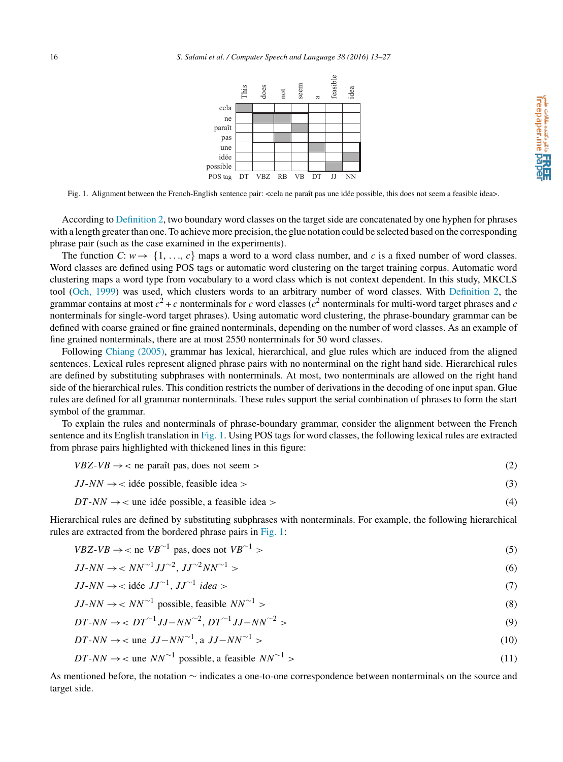Fig. 1. Alignment between the French-English sentence pair: <cela ne paraît pas une idée possible, this does not seem a feasible idea>.

According to Definition 2, two boundary word classes on the target side are concatenated by one hyphen for phrases with a length greater than one. To achieve more precision, the glue notation could be selected based on the corresponding phrase pair (such as the case examined in the experiments).

The function $C$: $w \rightarrow \{1, \ldots, c\}$ maps a word to a word class number, and $c$ is a fixed number of word classes. Word classes are defined using POS tags or automatic word clustering on the target training corpus. Automatic word clustering maps a word type from vocabulary to a word class which is not context dependent. In this study, MKCLS tool (Och, 1999) was used, which clusters words to an arbitrary number of word classes. With Definition 2, the grammar contains at most $c^2 + c$ nonterminals for $c$ word classes ($c^2$ nonterminals for multi-word target phrases and $c$ nonterminals for single-word target phrases). Using automatic word clustering, the phrase-boundary grammar can be defined with coarse grained or fine grained nonterminals, depending on the number of word classes. As an example of fine grained nonterminals, there are at most 2550 nonterminals for 50 word classes.

Following Chiang (2005), grammar has lexical, hierarchical, and glue rules which are induced from the aligned sentences. Lexical rules represent aligned phrase pairs with no nonterminal on the right hand side. Hierarchical rules are defined by substituting subphrases with nonterminals. At most, two nonterminals are allowed on the right hand side of the hierarchical rules. This condition restricts the number of derivations in the decoding of one input span. Glue rules are defined for all grammar nonterminals. These rules support the serial combination of phrases to form the start symbol of the grammar.

To explain the rules and nonterminals of phrase-boundary grammar, consider the alignment between the French sentence and its English translation in Fig. 1. Using POS tags for word classes, the following lexical rules are extracted from phrase pairs highlighted with thickened lines in this figure:

$$VBZ\text{-}VB \rightarrow < \text{ne paraît pas, does not seem} > \tag{2}$$

$$JJ\text{-}NN \rightarrow < \text{idée possible, feasible idea} > \tag{3}$$

$$DT\text{-}NN \rightarrow < \text{une idée possible, a feasible idea} > \tag{4}$$

Hierarchical rules are defined by substituting subphrases with nonterminals. For example, the following hierarchical rules are extracted from the bordered phrase pairs in Fig. 1:

$$VBZ\text{-}VB \rightarrow < \text{ne } VB^{\sim 1} \text{ pas, does not } VB^{\sim 1} > \tag{5}$$

$$JJ\text{-}NN \rightarrow < NN^{\sim 1} JJ^{\sim 2}, JJ^{\sim 2} NN^{\sim 1} > \tag{6}$$

$$JJ\text{-}NN \rightarrow < \text{idée } JJ^{\sim 1}, JJ^{\sim 1} \text{ } idea > \tag{7}$$

$$JJ\text{-}NN \rightarrow < NN^{\sim 1} \text{ possible, feasible } NN^{\sim 1} > \tag{8}$$

$$DT\text{-}NN \rightarrow < DT^{\sim 1} JJ-NN^{\sim 2}, DT^{\sim 1} JJ-NN^{\sim 2} > \tag{9}$$

$$DT\text{-}NN \rightarrow < \text{une } JJ-NN^{\sim 1}, \text{a } JJ-NN^{\sim 1} > \tag{10}$$

$$DT\text{-}NN \rightarrow < \text{une } NN^{\sim 1} \text{ possible, a feasible } NN^{\sim 1} > \tag{11}$$

As mentioned before, the notation $\sim$ indicates a one-to-one correspondence between nonterminals on the source and target side.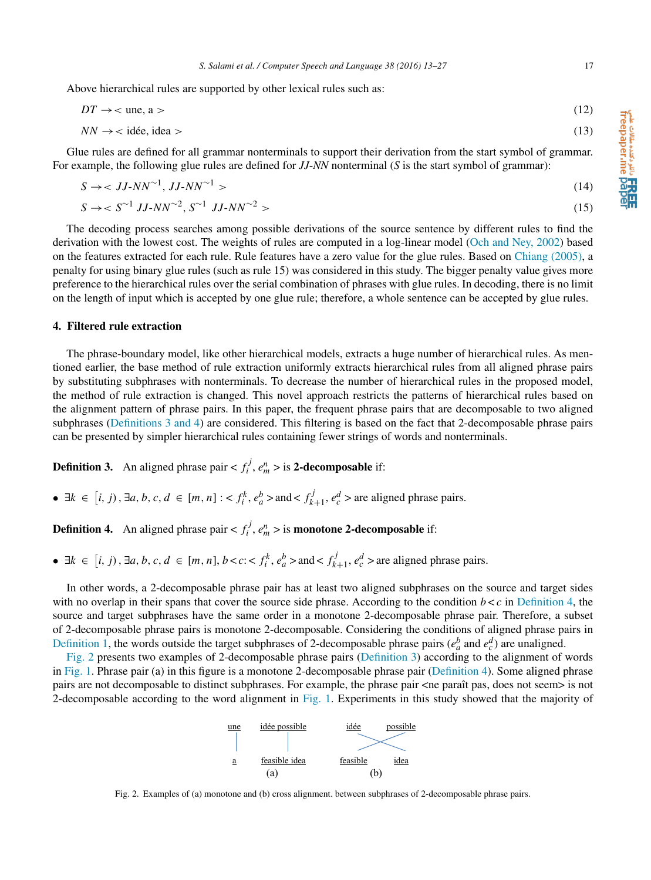Above hierarchical rules are supported by other lexical rules such as:

$$DT \rightarrow < \text{une, a} > \tag{12}$$

$$NN \rightarrow < \text{idée, idea} > \tag{13}$$

Glue rules are defined for all grammar nonterminals to support their derivation from the start symbol of grammar. For example, the following glue rules are defined for *JJ-NN* nonterminal (*S* is the start symbol of grammar):

$$S \rightarrow < JJ\text{-}NN^{\sim 1}, JJ\text{-}NN^{\sim 1} > \tag{14}$$

$$S \rightarrow < S^{\sim 1}\ JJ\text{-}NN^{\sim 2}, S^{\sim 1}\ JJ\text{-}NN^{\sim 2} > \tag{15}$$

The decoding process searches among possible derivations of the source sentence by different rules to find the derivation with the lowest cost. The weights of rules are computed in a log-linear model (Och and Ney, 2002) based on the features extracted for each rule. Rule features have a zero value for the glue rules. Based on Chiang (2005), a penalty for using binary glue rules (such as rule 15) was considered in this study. The bigger penalty value gives more preference to the hierarchical rules over the serial combination of phrases with glue rules. In decoding, there is no limit on the length of input which is accepted by one glue rule; therefore, a whole sentence can be accepted by glue rules.

## 4. Filtered rule extraction

The phrase-boundary model, like other hierarchical models, extracts a huge number of hierarchical rules. As mentioned earlier, the base method of rule extraction uniformly extracts hierarchical rules from all aligned phrase pairs by substituting subphrases with nonterminals. To decrease the number of hierarchical rules in the proposed model, the method of rule extraction is changed. This novel approach restricts the patterns of hierarchical rules based on the alignment pattern of phrase pairs. In this paper, the frequent phrase pairs that are decomposable to two aligned subphrases (Definitions 3 and 4) are considered. This filtering is based on the fact that 2-decomposable phrase pairs can be presented by simpler hierarchical rules containing fewer strings of words and nonterminals.

**Definition 3.** An aligned phrase pair $< f_i^j, e_m^n >$ is **2-decomposable** if:

- $\exists k \in [i, j), \exists a, b, c, d \in [m, n] : < f_i^k, e_a^b >$ and $< f_{k+1}^j, e_c^d >$ are aligned phrase pairs.

**Definition 4.** An aligned phrase pair $< f_i^j, e_m^n >$ is **monotone 2-decomposable** if:

- $\exists k \in [i, j), \exists a, b, c, d \in [m, n], b < c : < f_i^k, e_a^b >$ and $< f_{k+1}^j, e_c^d >$ are aligned phrase pairs.

In other words, a 2-decomposable phrase pair has at least two aligned subphrases on the source and target sides with no overlap in their spans that cover the source side phrase. According to the condition $b < c$ in Definition 4, the source and target subphrases have the same order in a monotone 2-decomposable phrase pair. Therefore, a subset of 2-decomposable phrase pairs is monotone 2-decomposable. Considering the conditions of aligned phrase pairs in Definition 1, the words outside the target subphrases of 2-decomposable phrase pairs ($e_a^b$ and $e_c^d$) are unaligned.

Fig. 2 presents two examples of 2-decomposable phrase pairs (Definition 3) according to the alignment of words in Fig. 1. Phrase pair (a) in this figure is a monotone 2-decomposable phrase pair (Definition 4). Some aligned phrase pairs are not decomposable to distinct subphrases. For example, the phrase pair <ne paraît pas, does not seem> is not 2-decomposable according to the word alignment in Fig. 1. Experiments in this study showed that the majority of

Fig. 2. Examples of (a) monotone and (b) cross alignment. between subphrases of 2-decomposable phrase pairs.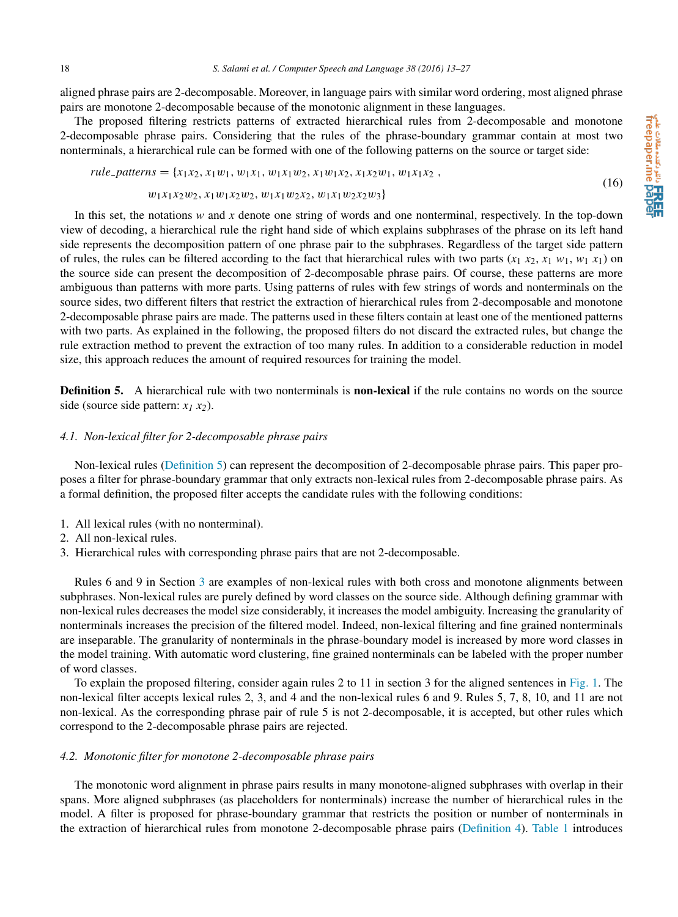aligned phrase pairs are 2-decomposable. Moreover, in language pairs with similar word ordering, most aligned phrase pairs are monotone 2-decomposable because of the monotonic alignment in these languages.

The proposed filtering restricts patterns of extracted hierarchical rules from 2-decomposable and monotone 2-decomposable phrase pairs. Considering that the rules of the phrase-boundary grammar contain at most two nonterminals, a hierarchical rule can be formed with one of the following patterns on the source or target side:

$$
\begin{aligned}
rule\_patterns = \{&x_1x_2,\, x_1w_1,\, w_1x_1,\, w_1x_1w_2,\, x_1w_1x_2,\, x_1x_2w_1,\, w_1x_1x_2\,, \\
&w_1x_1x_2w_2,\, x_1w_1x_2w_2,\, w_1x_1w_2x_2,\, w_1x_1w_2x_2w_3\}
\end{aligned}
\tag{16}
$$

In this set, the notations $w$ and $x$ denote one string of words and one nonterminal, respectively. In the top-down view of decoding, a hierarchical rule the right hand side of which explains subphrases of the phrase on its left hand side represents the decomposition pattern of one phrase pair to the subphrases. Regardless of the target side pattern of rules, the rules can be filtered according to the fact that hierarchical rules with two parts ($x_1\ x_2$, $x_1\ w_1$, $w_1\ x_1$) on the source side can present the decomposition of 2-decomposable phrase pairs. Of course, these patterns are more ambiguous than patterns with more parts. Using patterns of rules with few strings of words and nonterminals on the source sides, two different filters that restrict the extraction of hierarchical rules from 2-decomposable and monotone 2-decomposable phrase pairs are made. The patterns used in these filters contain at least one of the mentioned patterns with two parts. As explained in the following, the proposed filters do not discard the extracted rules, but change the rule extraction method to prevent the extraction of too many rules. In addition to a considerable reduction in model size, this approach reduces the amount of required resources for training the model.

**Definition 5.** A hierarchical rule with two nonterminals is **non-lexical** if the rule contains no words on the source side (source side pattern: $x_1\ x_2$).

### *4.1. Non-lexical filter for 2-decomposable phrase pairs*

Non-lexical rules (Definition 5) can represent the decomposition of 2-decomposable phrase pairs. This paper proposes a filter for phrase-boundary grammar that only extracts non-lexical rules from 2-decomposable phrase pairs. As a formal definition, the proposed filter accepts the candidate rules with the following conditions:

1. All lexical rules (with no nonterminal).
2. All non-lexical rules.
3. Hierarchical rules with corresponding phrase pairs that are not 2-decomposable.

Rules 6 and 9 in Section 3 are examples of non-lexical rules with both cross and monotone alignments between subphrases. Non-lexical rules are purely defined by word classes on the source side. Although defining grammar with non-lexical rules decreases the model size considerably, it increases the model ambiguity. Increasing the granularity of nonterminals increases the precision of the filtered model. Indeed, non-lexical filtering and fine grained nonterminals are inseparable. The granularity of nonterminals in the phrase-boundary model is increased by more word classes in the model training. With automatic word clustering, fine grained nonterminals can be labeled with the proper number of word classes.

To explain the proposed filtering, consider again rules 2 to 11 in section 3 for the aligned sentences in Fig. 1. The non-lexical filter accepts lexical rules 2, 3, and 4 and the non-lexical rules 6 and 9. Rules 5, 7, 8, 10, and 11 are not non-lexical. As the corresponding phrase pair of rule 5 is not 2-decomposable, it is accepted, but other rules which correspond to the 2-decomposable phrase pairs are rejected.

### *4.2. Monotonic filter for monotone 2-decomposable phrase pairs*

The monotonic word alignment in phrase pairs results in many monotone-aligned subphrases with overlap in their spans. More aligned subphrases (as placeholders for nonterminals) increase the number of hierarchical rules in the model. A filter is proposed for phrase-boundary grammar that restricts the position or number of nonterminals in the extraction of hierarchical rules from monotone 2-decomposable phrase pairs (Definition 4). Table 1 introduces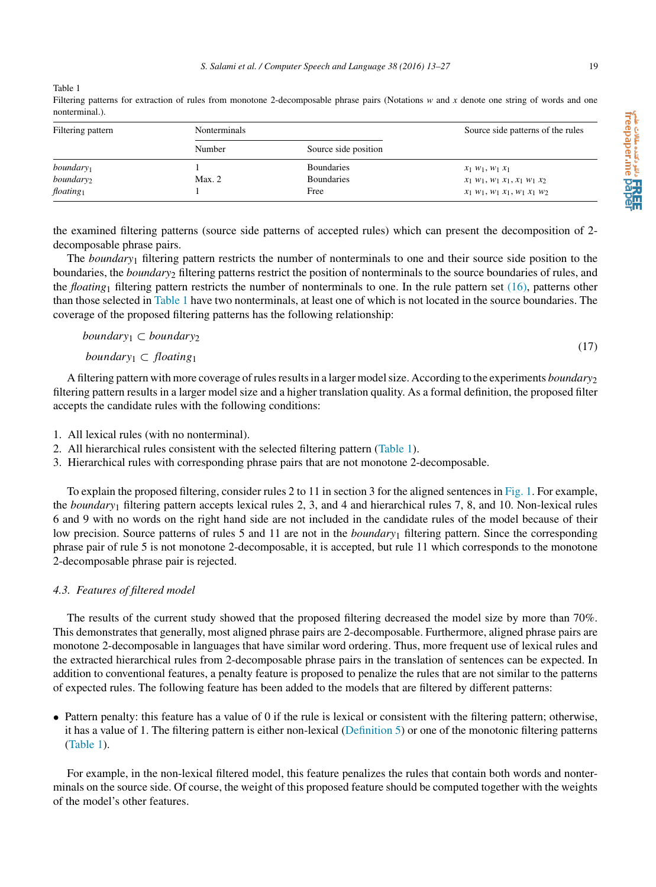Table 1
Filtering patterns for extraction of rules from monotone 2-decomposable phrase pairs (Notations $w$ and $x$ denote one string of words and one nonterminal.).

| Filtering pattern | Nonterminals | | Source side patterns of the rules |
|---|---|---|---|
| | Number | Source side position | |
| $boundary_1$ | 1 | Boundaries | $x_1\ w_1,\ w_1\ x_1$ |
| $boundary_2$ | Max. 2 | Boundaries | $x_1\ w_1,\ w_1\ x_1,\ x_1\ w_1\ x_2$ |
| $floating_1$ | 1 | Free | $x_1\ w_1,\ w_1\ x_1,\ w_1\ x_1\ w_2$ |

the examined filtering patterns (source side patterns of accepted rules) which can present the decomposition of 2-decomposable phrase pairs.

The $boundary_1$ filtering pattern restricts the number of nonterminals to one and their source side position to the boundaries, the $boundary_2$ filtering patterns restrict the position of nonterminals to the source boundaries of rules, and the $floating_1$ filtering pattern restricts the number of nonterminals to one. In the rule pattern set (16), patterns other than those selected in Table 1 have two nonterminals, at least one of which is not located in the source boundaries. The coverage of the proposed filtering patterns has the following relationship:

$$\begin{aligned} boundary_1 &\subset boundary_2 \\ boundary_1 &\subset floating_1 \end{aligned} \tag{17}$$

A filtering pattern with more coverage of rules results in a larger model size. According to the experiments $boundary_2$ filtering pattern results in a larger model size and a higher translation quality. As a formal definition, the proposed filter accepts the candidate rules with the following conditions:

1. All lexical rules (with no nonterminal).
2. All hierarchical rules consistent with the selected filtering pattern (Table 1).
3. Hierarchical rules with corresponding phrase pairs that are not monotone 2-decomposable.

To explain the proposed filtering, consider rules 2 to 11 in section 3 for the aligned sentences in Fig. 1. For example, the $boundary_1$ filtering pattern accepts lexical rules 2, 3, and 4 and hierarchical rules 7, 8, and 10. Non-lexical rules 6 and 9 with no words on the right hand side are not included in the candidate rules of the model because of their low precision. Source patterns of rules 5 and 11 are not in the $boundary_1$ filtering pattern. Since the corresponding phrase pair of rule 5 is not monotone 2-decomposable, it is accepted, but rule 11 which corresponds to the monotone 2-decomposable phrase pair is rejected.

### 4.3. Features of filtered model

The results of the current study showed that the proposed filtering decreased the model size by more than 70%. This demonstrates that generally, most aligned phrase pairs are 2-decomposable. Furthermore, aligned phrase pairs are monotone 2-decomposable in languages that have similar word ordering. Thus, more frequent use of lexical rules and the extracted hierarchical rules from 2-decomposable phrase pairs in the translation of sentences can be expected. In addition to conventional features, a penalty feature is proposed to penalize the rules that are not similar to the patterns of expected rules. The following feature has been added to the models that are filtered by different patterns:

- Pattern penalty: this feature has a value of 0 if the rule is lexical or consistent with the filtering pattern; otherwise, it has a value of 1. The filtering pattern is either non-lexical (Definition 5) or one of the monotonic filtering patterns (Table 1).

For example, in the non-lexical filtered model, this feature penalizes the rules that contain both words and nonterminals on the source side. Of course, the weight of this proposed feature should be computed together with the weights of the model's other features.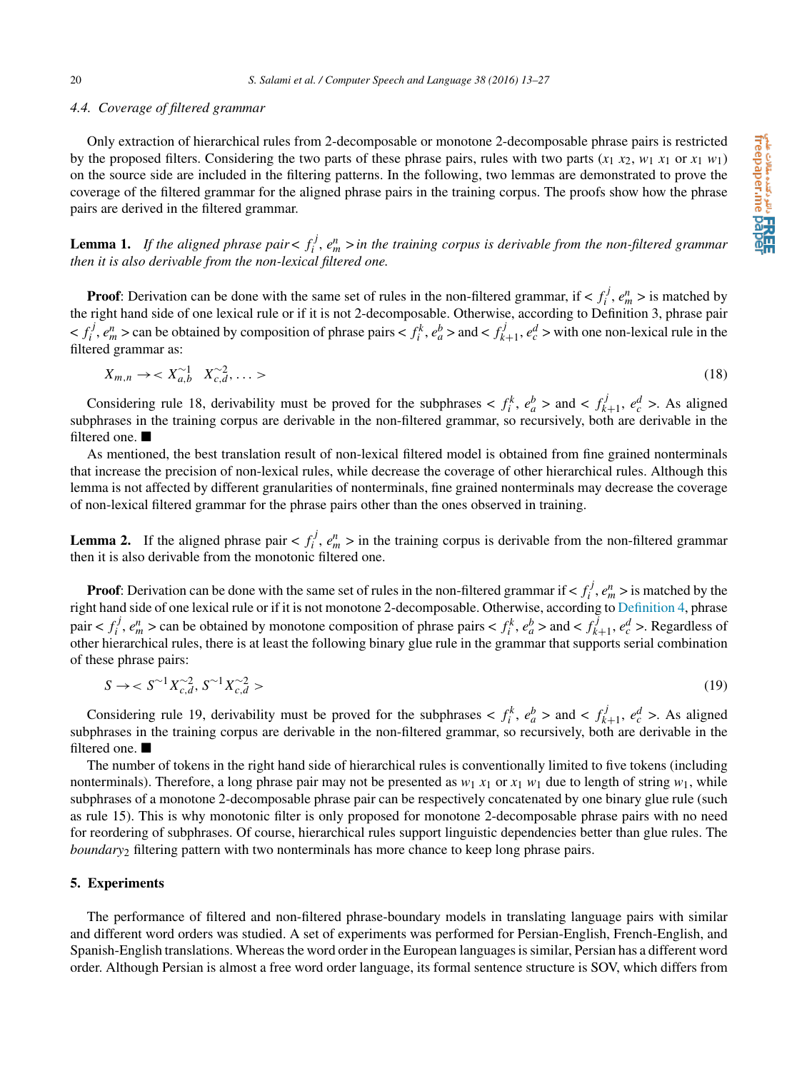### 4.4. Coverage of filtered grammar

Only extraction of hierarchical rules from 2-decomposable or monotone 2-decomposable phrase pairs is restricted by the proposed filters. Considering the two parts of these phrase pairs, rules with two parts ($x_1\ x_2$, $w_1\ x_1$ or $x_1\ w_1$) on the source side are included in the filtering patterns. In the following, two lemmas are demonstrated to prove the coverage of the filtered grammar for the aligned phrase pairs in the training corpus. The proofs show how the phrase pairs are derived in the filtered grammar.

**Lemma 1.** *If the aligned phrase pair* $< f_i^j, e_m^n >$ *in the training corpus is derivable from the non-filtered grammar then it is also derivable from the non-lexical filtered one.*

**Proof**: Derivation can be done with the same set of rules in the non-filtered grammar, if $< f_i^j, e_m^n >$ is matched by the right hand side of one lexical rule or if it is not 2-decomposable. Otherwise, according to Definition 3, phrase pair $< f_i^j, e_m^n >$ can be obtained by composition of phrase pairs $< f_i^k, e_a^b >$ and $< f_{k+1}^j, e_c^d >$ with one non-lexical rule in the filtered grammar as:

$$X_{m,n} \rightarrow < X_{a,b}^{\sim 1}\quad X_{c,d}^{\sim 2}, \ldots > \tag{18}$$

Considering rule 18, derivability must be proved for the subphrases $< f_i^k, e_a^b >$ and $< f_{k+1}^j, e_c^d >$. As aligned subphrases in the training corpus are derivable in the non-filtered grammar, so recursively, both are derivable in the filtered one. ■

As mentioned, the best translation result of non-lexical filtered model is obtained from fine grained nonterminals that increase the precision of non-lexical rules, while decrease the coverage of other hierarchical rules. Although this lemma is not affected by different granularities of nonterminals, fine grained nonterminals may decrease the coverage of non-lexical filtered grammar for the phrase pairs other than the ones observed in training.

**Lemma 2.** If the aligned phrase pair $< f_i^j, e_m^n >$ in the training corpus is derivable from the non-filtered grammar then it is also derivable from the monotonic filtered one.

**Proof**: Derivation can be done with the same set of rules in the non-filtered grammar if $< f_i^j, e_m^n >$ is matched by the right hand side of one lexical rule or if it is not monotone 2-decomposable. Otherwise, according to Definition 4, phrase pair $< f_i^j, e_m^n >$ can be obtained by monotone composition of phrase pairs $< f_i^k, e_a^b >$ and $< f_{k+1}^j, e_c^d >$. Regardless of other hierarchical rules, there is at least the following binary glue rule in the grammar that supports serial combination of these phrase pairs:

$$S \rightarrow < S^{\sim 1} X_{c,d}^{\sim 2}, S^{\sim 1} X_{c,d}^{\sim 2} > \tag{19}$$

Considering rule 19, derivability must be proved for the subphrases $< f_i^k, e_a^b >$ and $< f_{k+1}^j, e_c^d >$. As aligned subphrases in the training corpus are derivable in the non-filtered grammar, so recursively, both are derivable in the filtered one. ■

The number of tokens in the right hand side of hierarchical rules is conventionally limited to five tokens (including nonterminals). Therefore, a long phrase pair may not be presented as $w_1\ x_1$ or $x_1\ w_1$ due to length of string $w_1$, while subphrases of a monotone 2-decomposable phrase pair can be respectively concatenated by one binary glue rule (such as rule 15). This is why monotonic filter is only proposed for monotone 2-decomposable phrase pairs with no need for reordering of subphrases. Of course, hierarchical rules support linguistic dependencies better than glue rules. The *boundary*$_2$ filtering pattern with two nonterminals has more chance to keep long phrase pairs.

## 5. Experiments

The performance of filtered and non-filtered phrase-boundary models in translating language pairs with similar and different word orders was studied. A set of experiments was performed for Persian-English, French-English, and Spanish-English translations. Whereas the word order in the European languages is similar, Persian has a different word order. Although Persian is almost a free word order language, its formal sentence structure is SOV, which differs from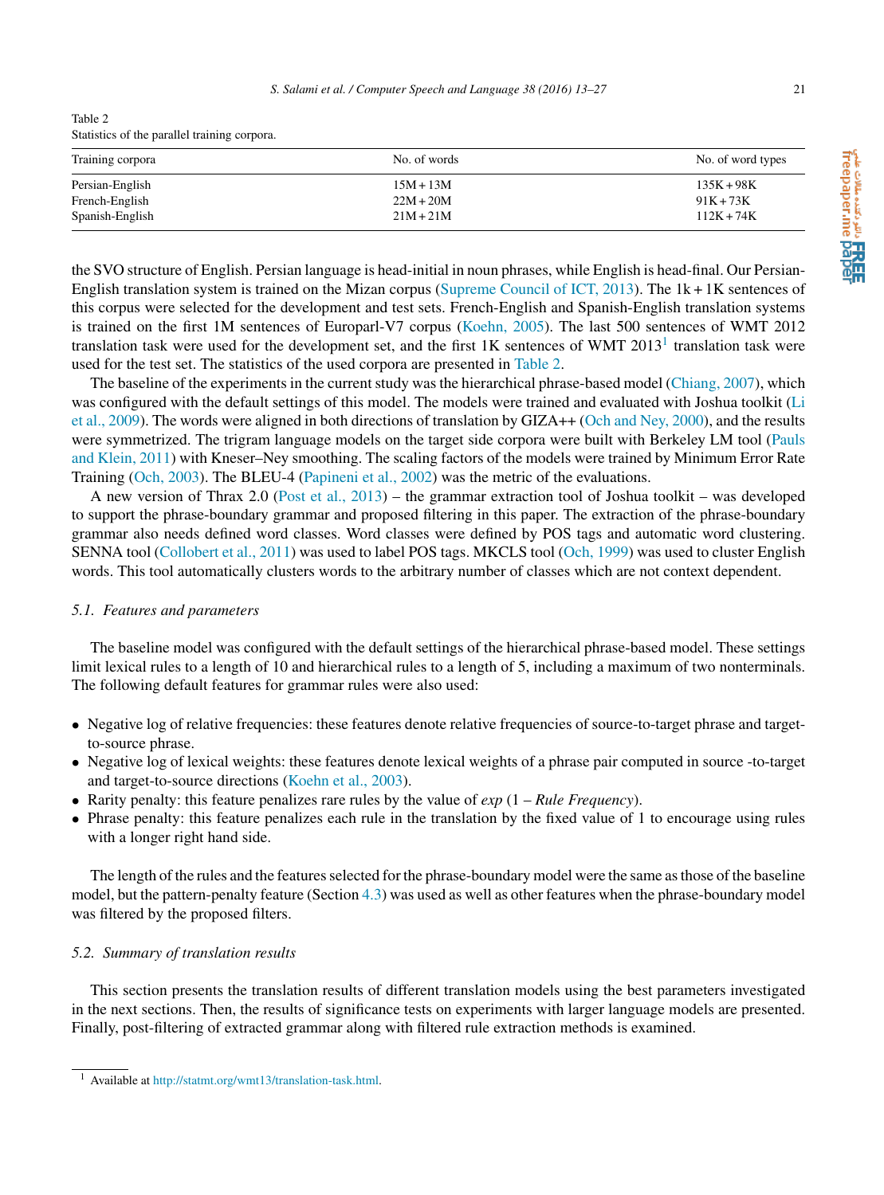Table 2
Statistics of the parallel training corpora.

| Training corpora | No. of words | No. of word types |
|---|---|---|
| Persian-English | 15M + 13M | 135K + 98K |
| French-English | 22M + 20M | 91K + 73K |
| Spanish-English | 21M + 21M | 112K + 74K |

the SVO structure of English. Persian language is head-initial in noun phrases, while English is head-final. Our Persian-English translation system is trained on the Mizan corpus (Supreme Council of ICT, 2013). The 1k + 1K sentences of this corpus were selected for the development and test sets. French-English and Spanish-English translation systems is trained on the first 1M sentences of Europarl-V7 corpus (Koehn, 2005). The last 500 sentences of WMT 2012 translation task were used for the development set, and the first 1K sentences of WMT 2013[1] translation task were used for the test set. The statistics of the used corpora are presented in Table 2.

The baseline of the experiments in the current study was the hierarchical phrase-based model (Chiang, 2007), which was configured with the default settings of this model. The models were trained and evaluated with Joshua toolkit (Li et al., 2009). The words were aligned in both directions of translation by GIZA++ (Och and Ney, 2000), and the results were symmetrized. The trigram language models on the target side corpora were built with Berkeley LM tool (Pauls and Klein, 2011) with Kneser–Ney smoothing. The scaling factors of the models were trained by Minimum Error Rate Training (Och, 2003). The BLEU-4 (Papineni et al., 2002) was the metric of the evaluations.

A new version of Thrax 2.0 (Post et al., 2013) – the grammar extraction tool of Joshua toolkit – was developed to support the phrase-boundary grammar and proposed filtering in this paper. The extraction of the phrase-boundary grammar also needs defined word classes. Word classes were defined by POS tags and automatic word clustering. SENNA tool (Collobert et al., 2011) was used to label POS tags. MKCLS tool (Och, 1999) was used to cluster English words. This tool automatically clusters words to the arbitrary number of classes which are not context dependent.

### 5.1. Features and parameters

The baseline model was configured with the default settings of the hierarchical phrase-based model. These settings limit lexical rules to a length of 10 and hierarchical rules to a length of 5, including a maximum of two nonterminals. The following default features for grammar rules were also used:

- Negative log of relative frequencies: these features denote relative frequencies of source-to-target phrase and target-to-source phrase.
- Negative log of lexical weights: these features denote lexical weights of a phrase pair computed in source -to-target and target-to-source directions (Koehn et al., 2003).
- Rarity penalty: this feature penalizes rare rules by the value of $exp\ (1 - Rule\ Frequency)$.
- Phrase penalty: this feature penalizes each rule in the translation by the fixed value of 1 to encourage using rules with a longer right hand side.

The length of the rules and the features selected for the phrase-boundary model were the same as those of the baseline model, but the pattern-penalty feature (Section 4.3) was used as well as other features when the phrase-boundary model was filtered by the proposed filters.

### 5.2. Summary of translation results

This section presents the translation results of different translation models using the best parameters investigated in the next sections. Then, the results of significance tests on experiments with larger language models are presented. Finally, post-filtering of extracted grammar along with filtered rule extraction methods is examined.

[1] Available at http://statmt.org/wmt13/translation-task.html.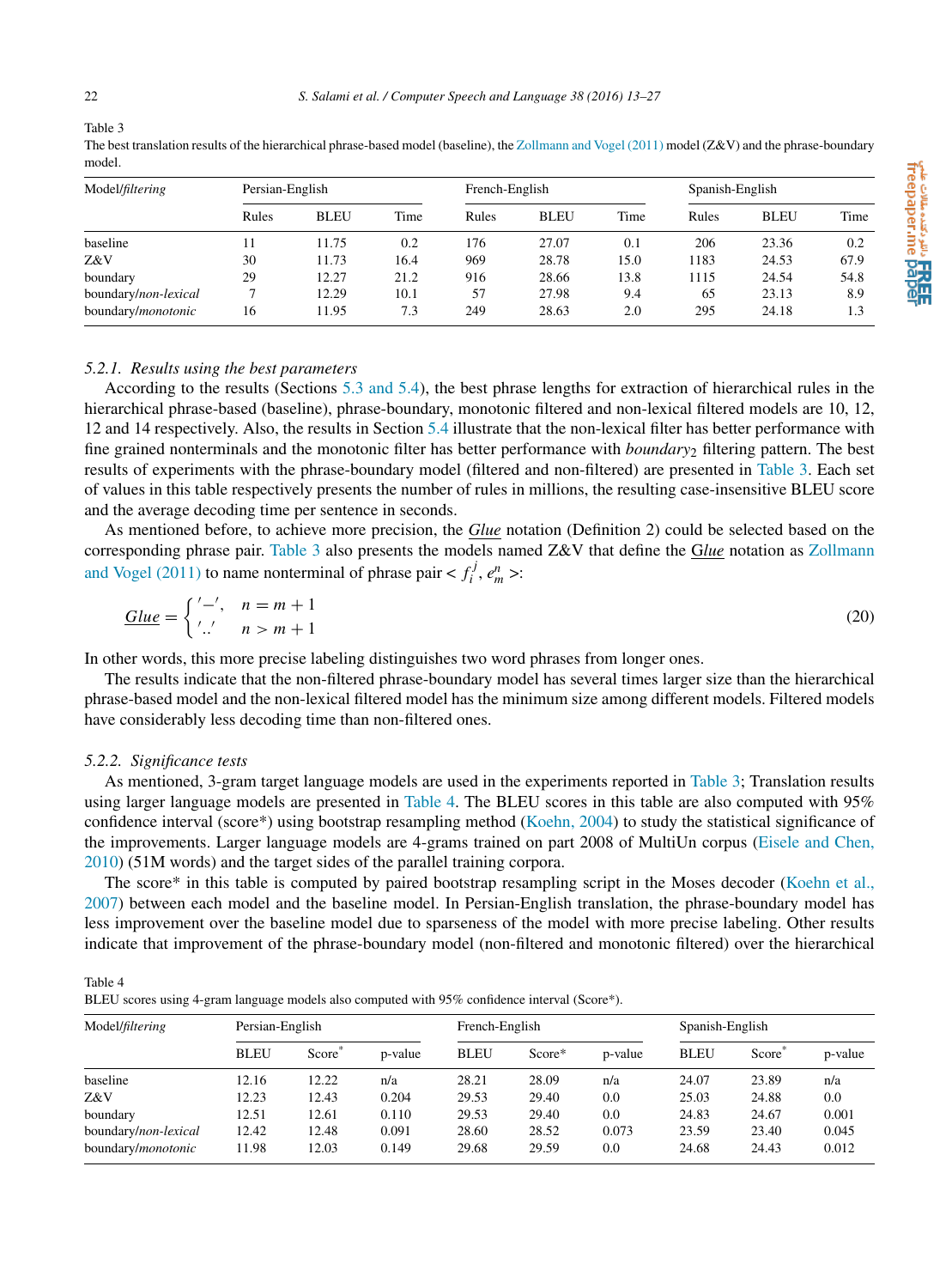Table 3
The best translation results of the hierarchical phrase-based model (baseline), the Zollmann and Vogel (2011) model (Z&V) and the phrase-boundary model.

| Model/*filtering* | Persian-English | | | French-English | | | Spanish-English | | |
|---|---|---|---|---|---|---|---|---|---|
| | Rules | BLEU | Time | Rules | BLEU | Time | Rules | BLEU | Time |
| baseline | 11 | 11.75 | 0.2 | 176 | 27.07 | 0.1 | 206 | 23.36 | 0.2 |
| Z&V | 30 | 11.73 | 16.4 | 969 | 28.78 | 15.0 | 1183 | 24.53 | 67.9 |
| boundary | 29 | 12.27 | 21.2 | 916 | 28.66 | 13.8 | 1115 | 24.54 | 54.8 |
| boundary/*non-lexical* | 7 | 12.29 | 10.1 | 57 | 27.98 | 9.4 | 65 | 23.13 | 8.9 |
| boundary/*monotonic* | 16 | 11.95 | 7.3 | 249 | 28.63 | 2.0 | 295 | 24.18 | 1.3 |

#### 5.2.1. Results using the best parameters

According to the results (Sections 5.3 and 5.4), the best phrase lengths for extraction of hierarchical rules in the hierarchical phrase-based (baseline), phrase-boundary, monotonic filtered and non-lexical filtered models are 10, 12, 12 and 14 respectively. Also, the results in Section 5.4 illustrate that the non-lexical filter has better performance with fine grained nonterminals and the monotonic filter has better performance with *boundary*$_2$ filtering pattern. The best results of experiments with the phrase-boundary model (filtered and non-filtered) are presented in Table 3. Each set of values in this table respectively presents the number of rules in millions, the resulting case-insensitive BLEU score and the average decoding time per sentence in seconds.

As mentioned before, to achieve more precision, the *Glue* notation (Definition 2) could be selected based on the corresponding phrase pair. Table 3 also presents the models named Z&V that define the *Glue* notation as Zollmann and Vogel (2011) to name nonterminal of phrase pair $< f_i^j, e_m^n >$:

$$\underline{Glue} = \begin{cases} '-', & n = m+1 \\ '..' & n > m+1 \end{cases} \tag{20}$$

In other words, this more precise labeling distinguishes two word phrases from longer ones.

The results indicate that the non-filtered phrase-boundary model has several times larger size than the hierarchical phrase-based model and the non-lexical filtered model has the minimum size among different models. Filtered models have considerably less decoding time than non-filtered ones.

#### 5.2.2. Significance tests

As mentioned, 3-gram target language models are used in the experiments reported in Table 3; Translation results using larger language models are presented in Table 4. The BLEU scores in this table are also computed with 95% confidence interval (score*) using bootstrap resampling method (Koehn, 2004) to study the statistical significance of the improvements. Larger language models are 4-grams trained on part 2008 of MultiUn corpus (Eisele and Chen, 2010) (51M words) and the target sides of the parallel training corpora.

The score* in this table is computed by paired bootstrap resampling script in the Moses decoder (Koehn et al., 2007) between each model and the baseline model. In Persian-English translation, the phrase-boundary model has less improvement over the baseline model due to sparseness of the model with more precise labeling. Other results indicate that improvement of the phrase-boundary model (non-filtered and monotonic filtered) over the hierarchical

Table 4
BLEU scores using 4-gram language models also computed with 95% confidence interval (Score*).

| Model/*filtering* | Persian-English | | | French-English | | | Spanish-English | | |
|---|---|---|---|---|---|---|---|---|---|
| | BLEU | Score* | p-value | BLEU | Score* | p-value | BLEU | Score* | p-value |
| baseline | 12.16 | 12.22 | n/a | 28.21 | 28.09 | n/a | 24.07 | 23.89 | n/a |
| Z&V | 12.23 | 12.43 | 0.204 | 29.53 | 29.40 | 0.0 | 25.03 | 24.88 | 0.0 |
| boundary | 12.51 | 12.61 | 0.110 | 29.53 | 29.40 | 0.0 | 24.83 | 24.67 | 0.001 |
| boundary/*non-lexical* | 12.42 | 12.48 | 0.091 | 28.60 | 28.52 | 0.073 | 23.59 | 23.40 | 0.045 |
| boundary/*monotonic* | 11.98 | 12.03 | 0.149 | 29.68 | 29.59 | 0.0 | 24.68 | 24.43 | 0.012 |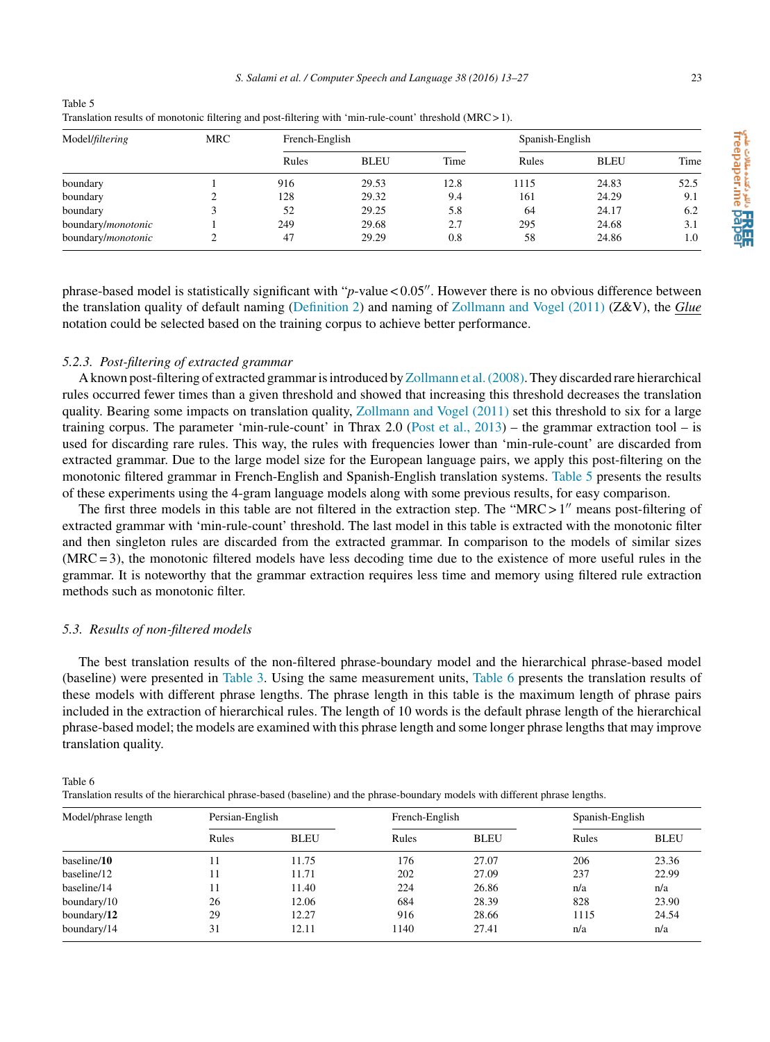Table 5
Translation results of monotonic filtering and post-filtering with 'min-rule-count' threshold (MRC > 1).

| Model/*filtering* | MRC | French-English | | | Spanish-English | | |
|---|---|---|---|---|---|---|---|
| | | Rules | BLEU | Time | Rules | BLEU | Time |
| boundary | 1 | 916 | 29.53 | 12.8 | 1115 | 24.83 | 52.5 |
| boundary | 2 | 128 | 29.32 | 9.4 | 161 | 24.29 | 9.1 |
| boundary | 3 | 52 | 29.25 | 5.8 | 64 | 24.17 | 6.2 |
| boundary/*monotonic* | 1 | 249 | 29.68 | 2.7 | 295 | 24.68 | 3.1 |
| boundary/*monotonic* | 2 | 47 | 29.29 | 0.8 | 58 | 24.86 | 1.0 |

phrase-based model is statistically significant with "$p$-value < 0.05". However there is no obvious difference between the translation quality of default naming (Definition 2) and naming of Zollmann and Vogel (2011) (Z&V), the ***Glue*** notation could be selected based on the training corpus to achieve better performance.

### 5.2.3. *Post-filtering of extracted grammar*

A known post-filtering of extracted grammar is introduced by Zollmann et al. (2008). They discarded rare hierarchical rules occurred fewer times than a given threshold and showed that increasing this threshold decreases the translation quality. Bearing some impacts on translation quality, Zollmann and Vogel (2011) set this threshold to six for a large training corpus. The parameter 'min-rule-count' in Thrax 2.0 (Post et al., 2013) – the grammar extraction tool – is used for discarding rare rules. This way, the rules with frequencies lower than 'min-rule-count' are discarded from extracted grammar. Due to the large model size for the European language pairs, we apply this post-filtering on the monotonic filtered grammar in French-English and Spanish-English translation systems. Table 5 presents the results of these experiments using the 4-gram language models along with some previous results, for easy comparison.

The first three models in this table are not filtered in the extraction step. The "MRC > 1" means post-filtering of extracted grammar with 'min-rule-count' threshold. The last model in this table is extracted with the monotonic filter and then singleton rules are discarded from the extracted grammar. In comparison to the models of similar sizes (MRC = 3), the monotonic filtered models have less decoding time due to the existence of more useful rules in the grammar. It is noteworthy that the grammar extraction requires less time and memory using filtered rule extraction methods such as monotonic filter.

## 5.3. *Results of non-filtered models*

The best translation results of the non-filtered phrase-boundary model and the hierarchical phrase-based model (baseline) were presented in Table 3. Using the same measurement units, Table 6 presents the translation results of these models with different phrase lengths. The phrase length in this table is the maximum length of phrase pairs included in the extraction of hierarchical rules. The length of 10 words is the default phrase length of the hierarchical phrase-based model; the models are examined with this phrase length and some longer phrase lengths that may improve translation quality.

Table 6
Translation results of the hierarchical phrase-based (baseline) and the phrase-boundary models with different phrase lengths.

| Model/phrase length | Persian-English | | French-English | | Spanish-English | |
|---|---|---|---|---|---|---|
| | Rules | BLEU | Rules | BLEU | Rules | BLEU |
| baseline/**10** | 11 | 11.75 | 176 | 27.07 | 206 | 23.36 |
| baseline/12 | 11 | 11.71 | 202 | 27.09 | 237 | 22.99 |
| baseline/14 | 11 | 11.40 | 224 | 26.86 | n/a | n/a |
| boundary/10 | 26 | 12.06 | 684 | 28.39 | 828 | 23.90 |
| boundary/**12** | 29 | 12.27 | 916 | 28.66 | 1115 | 24.54 |
| boundary/14 | 31 | 12.11 | 1140 | 27.41 | n/a | n/a |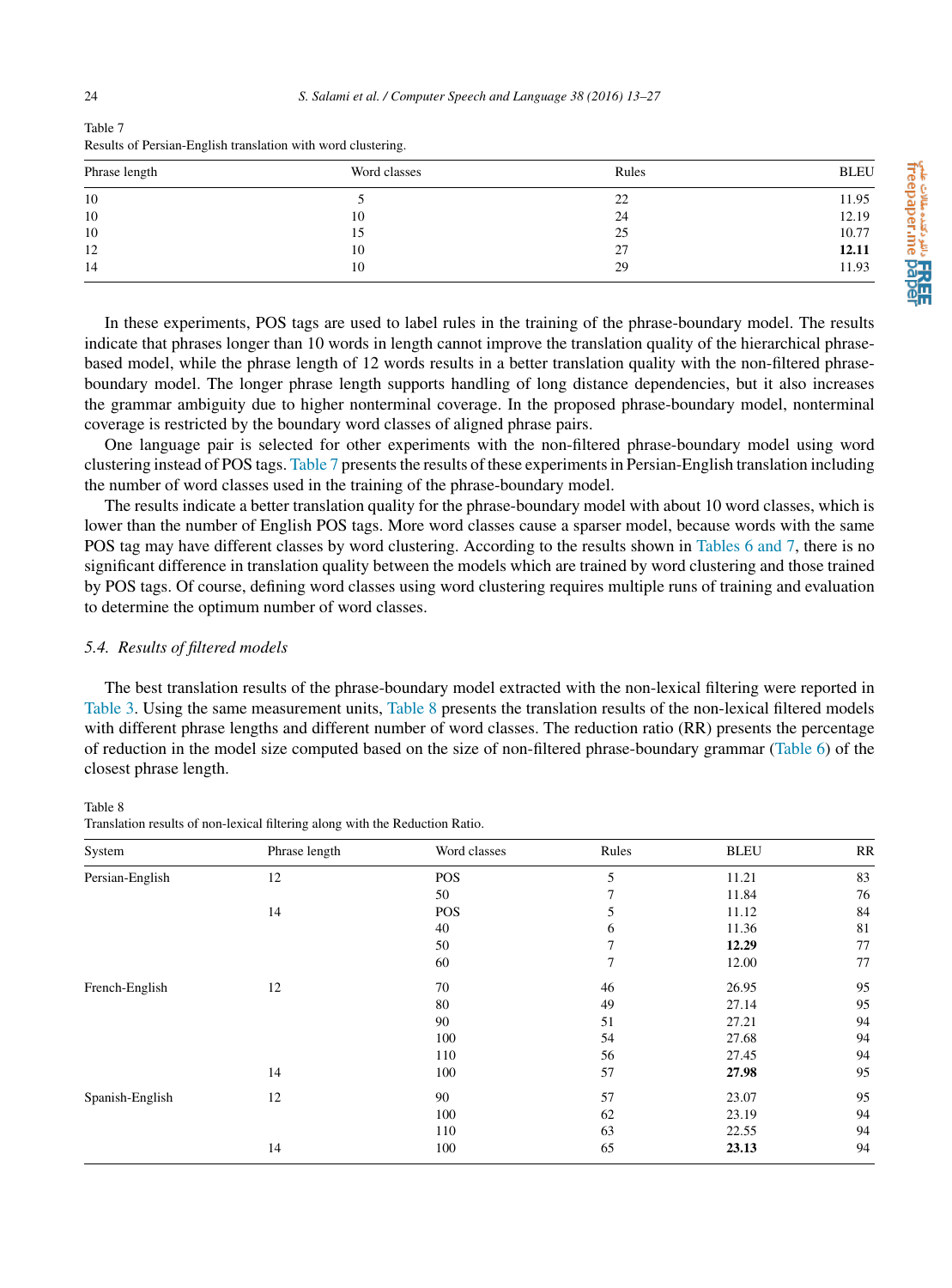Table 7
Results of Persian-English translation with word clustering.

| Phrase length | Word classes | Rules | BLEU |
|---|---|---|---|
| 10 | 5 | 22 | 11.95 |
| 10 | 10 | 24 | 12.19 |
| 10 | 15 | 25 | 10.77 |
| 12 | 10 | 27 | **12.11** |
| 14 | 10 | 29 | 11.93 |

In these experiments, POS tags are used to label rules in the training of the phrase-boundary model. The results indicate that phrases longer than 10 words in length cannot improve the translation quality of the hierarchical phrase-based model, while the phrase length of 12 words results in a better translation quality with the non-filtered phrase-boundary model. The longer phrase length supports handling of long distance dependencies, but it also increases the grammar ambiguity due to higher nonterminal coverage. In the proposed phrase-boundary model, nonterminal coverage is restricted by the boundary word classes of aligned phrase pairs.

One language pair is selected for other experiments with the non-filtered phrase-boundary model using word clustering instead of POS tags. Table 7 presents the results of these experiments in Persian-English translation including the number of word classes used in the training of the phrase-boundary model.

The results indicate a better translation quality for the phrase-boundary model with about 10 word classes, which is lower than the number of English POS tags. More word classes cause a sparser model, because words with the same POS tag may have different classes by word clustering. According to the results shown in Tables 6 and 7, there is no significant difference in translation quality between the models which are trained by word clustering and those trained by POS tags. Of course, defining word classes using word clustering requires multiple runs of training and evaluation to determine the optimum number of word classes.

### *5.4. Results of filtered models*

The best translation results of the phrase-boundary model extracted with the non-lexical filtering were reported in Table 3. Using the same measurement units, Table 8 presents the translation results of the non-lexical filtered models with different phrase lengths and different number of word classes. The reduction ratio (RR) presents the percentage of reduction in the model size computed based on the size of non-filtered phrase-boundary grammar (Table 6) of the closest phrase length.

Table 8
Translation results of non-lexical filtering along with the Reduction Ratio.

| System | Phrase length | Word classes | Rules | BLEU | RR |
|---|---|---|---|---|---|
| Persian-English | 12 | POS | 5 | 11.21 | 83 |
| | | 50 | 7 | 11.84 | 76 |
| | 14 | POS | 5 | 11.12 | 84 |
| | | 40 | 6 | 11.36 | 81 |
| | | 50 | 7 | **12.29** | 77 |
| | | 60 | 7 | 12.00 | 77 |
| French-English | 12 | 70 | 46 | 26.95 | 95 |
| | | 80 | 49 | 27.14 | 95 |
| | | 90 | 51 | 27.21 | 94 |
| | | 100 | 54 | 27.68 | 94 |
| | | 110 | 56 | 27.45 | 94 |
| | 14 | 100 | 57 | **27.98** | 95 |
| Spanish-English | 12 | 90 | 57 | 23.07 | 95 |
| | | 100 | 62 | 23.19 | 94 |
| | | 110 | 63 | 22.55 | 94 |
| | 14 | 100 | 65 | **23.13** | 94 |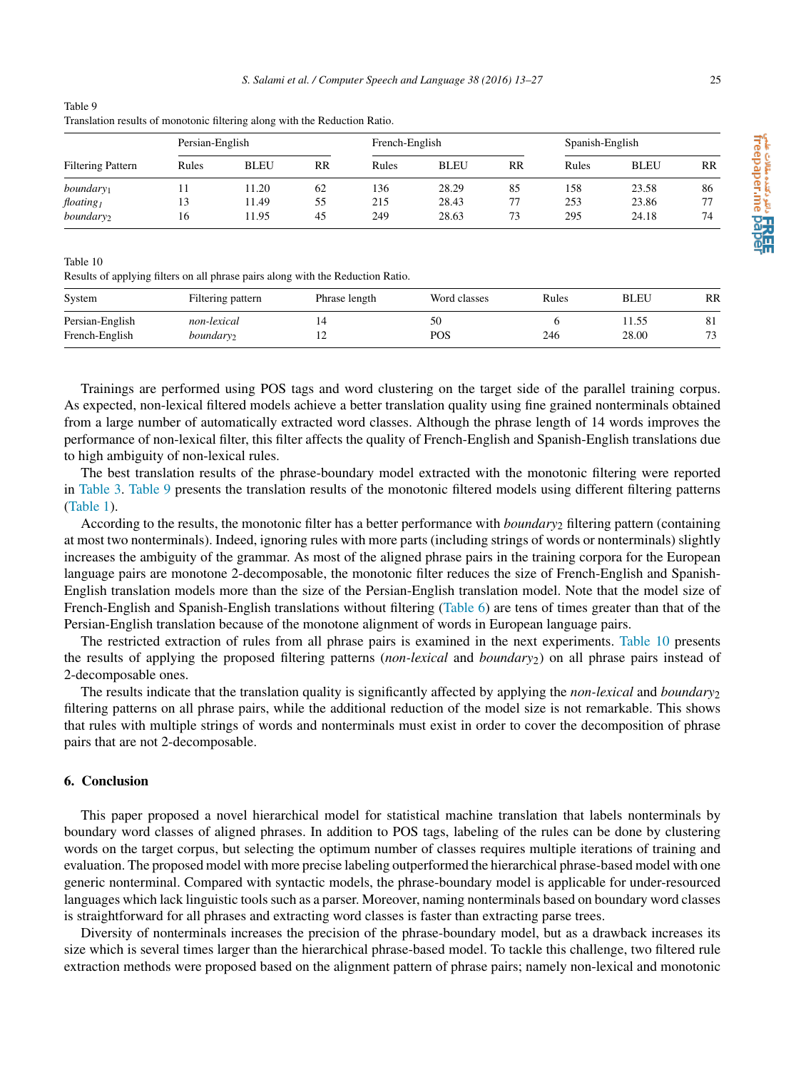Table 9
Translation results of monotonic filtering along with the Reduction Ratio.

| Filtering Pattern | Persian-English | | | French-English | | | Spanish-English | | |
|---|---|---|---|---|---|---|---|---|---|
| | Rules | BLEU | RR | Rules | BLEU | RR | Rules | BLEU | RR |
| *boundary*$_1$ | 11 | 11.20 | 62 | 136 | 28.29 | 85 | 158 | 23.58 | 86 |
| *floating*$_1$ | 13 | 11.49 | 55 | 215 | 28.43 | 77 | 253 | 23.86 | 77 |
| *boundary*$_2$ | 16 | 11.95 | 45 | 249 | 28.63 | 73 | 295 | 24.18 | 74 |

Table 10
Results of applying filters on all phrase pairs along with the Reduction Ratio.

| System | Filtering pattern | Phrase length | Word classes | Rules | BLEU | RR |
|---|---|---|---|---|---|---|
| Persian-English | *non-lexical* | 14 | 50 | 6 | 11.55 | 81 |
| French-English | *boundary*$_2$ | 12 | POS | 246 | 28.00 | 73 |

Trainings are performed using POS tags and word clustering on the target side of the parallel training corpus. As expected, non-lexical filtered models achieve a better translation quality using fine grained nonterminals obtained from a large number of automatically extracted word classes. Although the phrase length of 14 words improves the performance of non-lexical filter, this filter affects the quality of French-English and Spanish-English translations due to high ambiguity of non-lexical rules.

The best translation results of the phrase-boundary model extracted with the monotonic filtering were reported in Table 3. Table 9 presents the translation results of the monotonic filtered models using different filtering patterns (Table 1).

According to the results, the monotonic filter has a better performance with *boundary*$_2$ filtering pattern (containing at most two nonterminals). Indeed, ignoring rules with more parts (including strings of words or nonterminals) slightly increases the ambiguity of the grammar. As most of the aligned phrase pairs in the training corpora for the European language pairs are monotone 2-decomposable, the monotonic filter reduces the size of French-English and Spanish-English translation models more than the size of the Persian-English translation model. Note that the model size of French-English and Spanish-English translations without filtering (Table 6) are tens of times greater than that of the Persian-English translation because of the monotone alignment of words in European language pairs.

The restricted extraction of rules from all phrase pairs is examined in the next experiments. Table 10 presents the results of applying the proposed filtering patterns (*non-lexical* and *boundary*$_2$) on all phrase pairs instead of 2-decomposable ones.

The results indicate that the translation quality is significantly affected by applying the *non-lexical* and *boundary*$_2$ filtering patterns on all phrase pairs, while the additional reduction of the model size is not remarkable. This shows that rules with multiple strings of words and nonterminals must exist in order to cover the decomposition of phrase pairs that are not 2-decomposable.

## 6. Conclusion

This paper proposed a novel hierarchical model for statistical machine translation that labels nonterminals by boundary word classes of aligned phrases. In addition to POS tags, labeling of the rules can be done by clustering words on the target corpus, but selecting the optimum number of classes requires multiple iterations of training and evaluation. The proposed model with more precise labeling outperformed the hierarchical phrase-based model with one generic nonterminal. Compared with syntactic models, the phrase-boundary model is applicable for under-resourced languages which lack linguistic tools such as a parser. Moreover, naming nonterminals based on boundary word classes is straightforward for all phrases and extracting word classes is faster than extracting parse trees.

Diversity of nonterminals increases the precision of the phrase-boundary model, but as a drawback increases its size which is several times larger than the hierarchical phrase-based model. To tackle this challenge, two filtered rule extraction methods were proposed based on the alignment pattern of phrase pairs; namely non-lexical and monotonic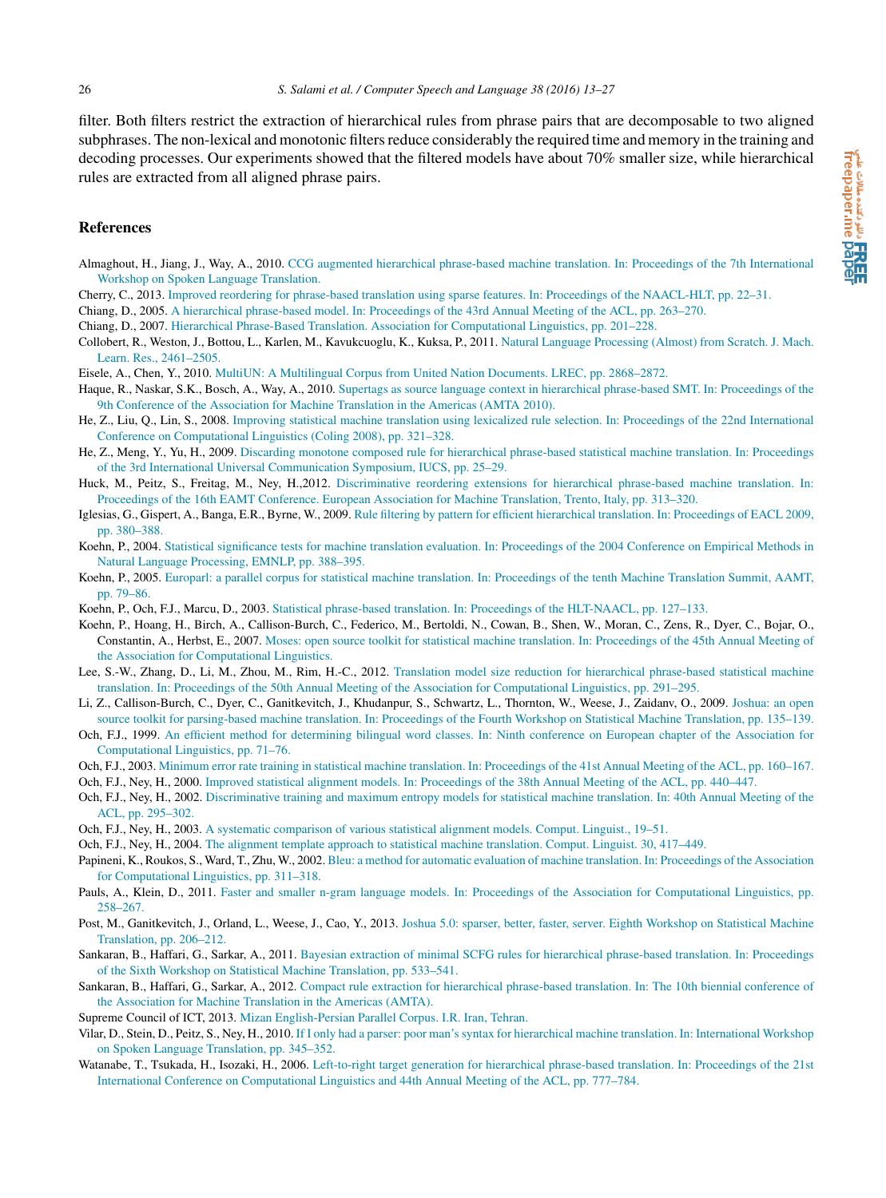filter. Both filters restrict the extraction of hierarchical rules from phrase pairs that are decomposable to two aligned subphrases. The non-lexical and monotonic filters reduce considerably the required time and memory in the training and decoding processes. Our experiments showed that the filtered models have about 70% smaller size, while hierarchical rules are extracted from all aligned phrase pairs.

## References

Almaghout, H., Jiang, J., Way, A., 2010. CCG augmented hierarchical phrase-based machine translation. In: Proceedings of the 7th International Workshop on Spoken Language Translation.

Cherry, C., 2013. Improved reordering for phrase-based translation using sparse features. In: Proceedings of the NAACL-HLT, pp. 22–31.

Chiang, D., 2005. A hierarchical phrase-based model. In: Proceedings of the 43rd Annual Meeting of the ACL, pp. 263–270.

Chiang, D., 2007. Hierarchical Phrase-Based Translation. Association for Computational Linguistics, pp. 201–228.

Collobert, R., Weston, J., Bottou, L., Karlen, M., Kavukcuoglu, K., Kuksa, P., 2011. Natural Language Processing (Almost) from Scratch. J. Mach. Learn. Res., 2461–2505.

Eisele, A., Chen, Y., 2010. MultiUN: A Multilingual Corpus from United Nation Documents. LREC, pp. 2868–2872.

Haque, R., Naskar, S.K., Bosch, A., Way, A., 2010. Supertags as source language context in hierarchical phrase-based SMT. In: Proceedings of the 9th Conference of the Association for Machine Translation in the Americas (AMTA 2010).

He, Z., Liu, Q., Lin, S., 2008. Improving statistical machine translation using lexicalized rule selection. In: Proceedings of the 22nd International Conference on Computational Linguistics (Coling 2008), pp. 321–328.

He, Z., Meng, Y., Yu, H., 2009. Discarding monotone composed rule for hierarchical phrase-based statistical machine translation. In: Proceedings of the 3rd International Universal Communication Symposium, IUCS, pp. 25–29.

Huck, M., Peitz, S., Freitag, M., Ney, H.,2012. Discriminative reordering extensions for hierarchical phrase-based machine translation. In: Proceedings of the 16th EAMT Conference. European Association for Machine Translation, Trento, Italy, pp. 313–320.

Iglesias, G., Gispert, A., Banga, E.R., Byrne, W., 2009. Rule filtering by pattern for efficient hierarchical translation. In: Proceedings of EACL 2009, pp. 380–388.

Koehn, P., 2004. Statistical significance tests for machine translation evaluation. In: Proceedings of the 2004 Conference on Empirical Methods in Natural Language Processing, EMNLP, pp. 388–395.

Koehn, P., 2005. Europarl: a parallel corpus for statistical machine translation. In: Proceedings of the tenth Machine Translation Summit, AAMT, pp. 79–86.

Koehn, P., Och, F.J., Marcu, D., 2003. Statistical phrase-based translation. In: Proceedings of the HLT-NAACL, pp. 127–133.

Koehn, P., Hoang, H., Birch, A., Callison-Burch, C., Federico, M., Bertoldi, N., Cowan, B., Shen, W., Moran, C., Zens, R., Dyer, C., Bojar, O., Constantin, A., Herbst, E., 2007. Moses: open source toolkit for statistical machine translation. In: Proceedings of the 45th Annual Meeting of the Association for Computational Linguistics.

Lee, S.-W., Zhang, D., Li, M., Zhou, M., Rim, H.-C., 2012. Translation model size reduction for hierarchical phrase-based statistical machine translation. In: Proceedings of the 50th Annual Meeting of the Association for Computational Linguistics, pp. 291–295.

Li, Z., Callison-Burch, C., Dyer, C., Ganitkevitch, J., Khudanpur, S., Schwartz, L., Thornton, W., Weese, J., Zaidanv, O., 2009. Joshua: an open source toolkit for parsing-based machine translation. In: Proceedings of the Fourth Workshop on Statistical Machine Translation, pp. 135–139.

Och, F.J., 1999. An efficient method for determining bilingual word classes. In: Ninth conference on European chapter of the Association for Computational Linguistics, pp. 71–76.

Och, F.J., 2003. Minimum error rate training in statistical machine translation. In: Proceedings of the 41st Annual Meeting of the ACL, pp. 160–167.

Och, F.J., Ney, H., 2000. Improved statistical alignment models. In: Proceedings of the 38th Annual Meeting of the ACL, pp. 440–447.

Och, F.J., Ney, H., 2002. Discriminative training and maximum entropy models for statistical machine translation. In: 40th Annual Meeting of the ACL, pp. 295–302.

Och, F.J., Ney, H., 2003. A systematic comparison of various statistical alignment models. Comput. Linguist., 19–51.

Och, F.J., Ney, H., 2004. The alignment template approach to statistical machine translation. Comput. Linguist. 30, 417–449.

Papineni, K., Roukos, S., Ward, T., Zhu, W., 2002. Bleu: a method for automatic evaluation of machine translation. In: Proceedings of the Association for Computational Linguistics, pp. 311–318.

Pauls, A., Klein, D., 2011. Faster and smaller n-gram language models. In: Proceedings of the Association for Computational Linguistics, pp. 258–267.

Post, M., Ganitkevitch, J., Orland, L., Weese, J., Cao, Y., 2013. Joshua 5.0: sparser, better, faster, server. Eighth Workshop on Statistical Machine Translation, pp. 206–212.

Sankaran, B., Haffari, G., Sarkar, A., 2011. Bayesian extraction of minimal SCFG rules for hierarchical phrase-based translation. In: Proceedings of the Sixth Workshop on Statistical Machine Translation, pp. 533–541.

Sankaran, B., Haffari, G., Sarkar, A., 2012. Compact rule extraction for hierarchical phrase-based translation. In: The 10th biennial conference of the Association for Machine Translation in the Americas (AMTA).

Supreme Council of ICT, 2013. Mizan English-Persian Parallel Corpus. I.R. Iran, Tehran.

Vilar, D., Stein, D., Peitz, S., Ney, H., 2010. If I only had a parser: poor man's syntax for hierarchical machine translation. In: International Workshop on Spoken Language Translation, pp. 345–352.

Watanabe, T., Tsukada, H., Isozaki, H., 2006. Left-to-right target generation for hierarchical phrase-based translation. In: Proceedings of the 21st International Conference on Computational Linguistics and 44th Annual Meeting of the ACL, pp. 777–784.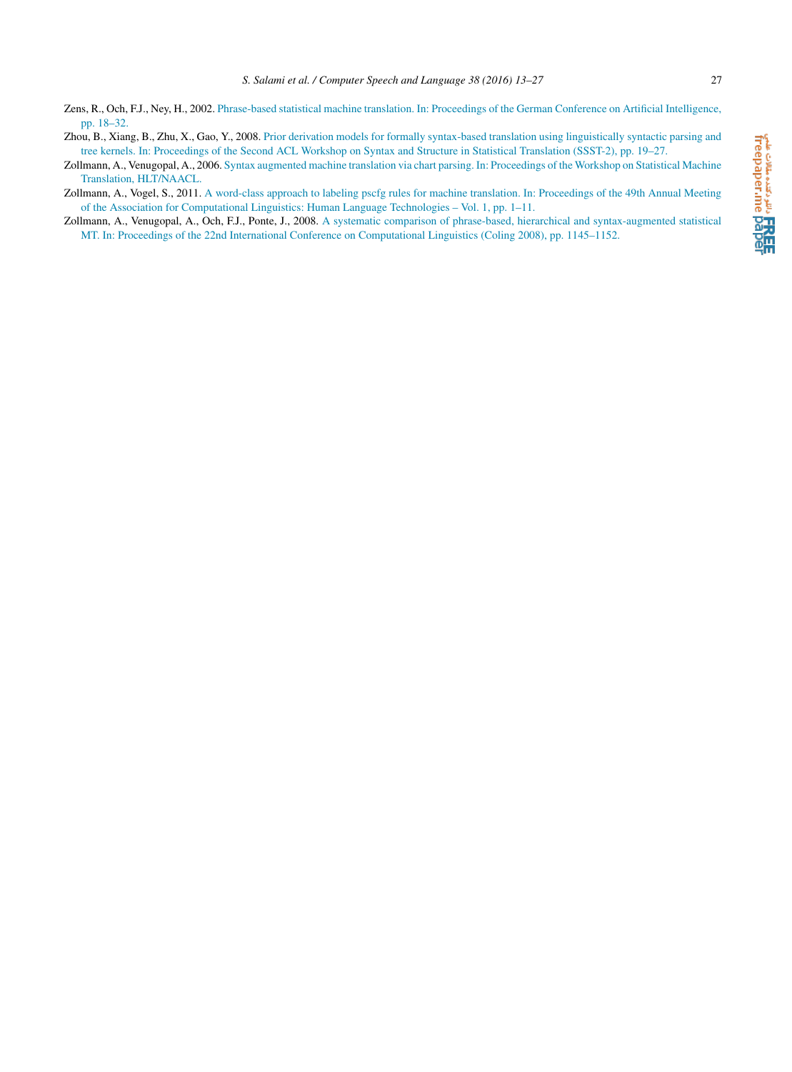Zens, R., Och, F.J., Ney, H., 2002. Phrase-based statistical machine translation. In: Proceedings of the German Conference on Artificial Intelligence, pp. 18–32.

Zhou, B., Xiang, B., Zhu, X., Gao, Y., 2008. Prior derivation models for formally syntax-based translation using linguistically syntactic parsing and tree kernels. In: Proceedings of the Second ACL Workshop on Syntax and Structure in Statistical Translation (SSST-2), pp. 19–27.

Zollmann, A., Venugopal, A., 2006. Syntax augmented machine translation via chart parsing. In: Proceedings of the Workshop on Statistical Machine Translation, HLT/NAACL.

Zollmann, A., Vogel, S., 2011. A word-class approach to labeling pscfg rules for machine translation. In: Proceedings of the 49th Annual Meeting of the Association for Computational Linguistics: Human Language Technologies – Vol. 1, pp. 1–11.

Zollmann, A., Venugopal, A., Och, F.J., Ponte, J., 2008. A systematic comparison of phrase-based, hierarchical and syntax-augmented statistical MT. In: Proceedings of the 22nd International Conference on Computational Linguistics (Coling 2008), pp. 1145–1152.